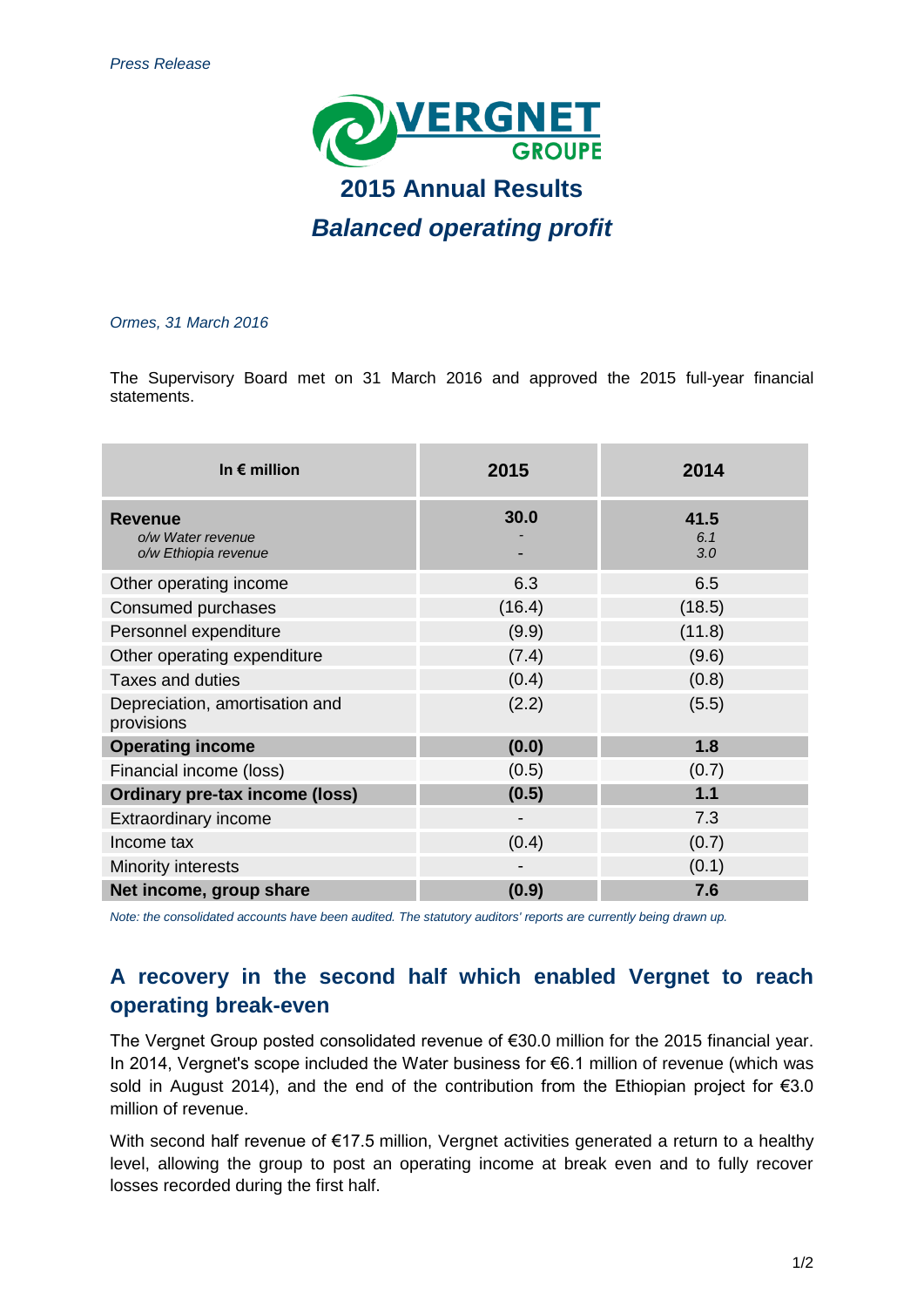*Press Release*

**VERGNET GROUPE**

# 2015 Annual Results

## *Balanced operating profit*

*Ormes, 31 March 2016*

The Supervisory Board met on 31 March 2016 and approved the 2015 full-year financial statements.

| In € million | 2015 | 2014 |
|---|---|---|
| **Revenue**<br>*o/w Water revenue*<br>*o/w Ethiopia revenue* | **30.0**<br>-<br>- | **41.5**<br>*6.1*<br>*3.0* |
| Other operating income | 6.3 | 6.5 |
| Consumed purchases | (16.4) | (18.5) |
| Personnel expenditure | (9.9) | (11.8) |
| Other operating expenditure | (7.4) | (9.6) |
| Taxes and duties | (0.4) | (0.8) |
| Depreciation, amortisation and provisions | (2.2) | (5.5) |
| **Operating income** | **(0.0)** | **1.8** |
| Financial income (loss) | (0.5) | (0.7) |
| **Ordinary pre-tax income (loss)** | **(0.5)** | **1.1** |
| Extraordinary income | - | 7.3 |
| Income tax | (0.4) | (0.7) |
| Minority interests | - | (0.1) |
| **Net income, group share** | **(0.9)** | **7.6** |

*Note: the consolidated accounts have been audited. The statutory auditors' reports are currently being drawn up.*

## A recovery in the second half which enabled Vergnet to reach operating break-even

The Vergnet Group posted consolidated revenue of €30.0 million for the 2015 financial year. In 2014, Vergnet's scope included the Water business for €6.1 million of revenue (which was sold in August 2014), and the end of the contribution from the Ethiopian project for €3.0 million of revenue.

With second half revenue of €17.5 million, Vergnet activities generated a return to a healthy level, allowing the group to post an operating income at break even and to fully recover losses recorded during the first half.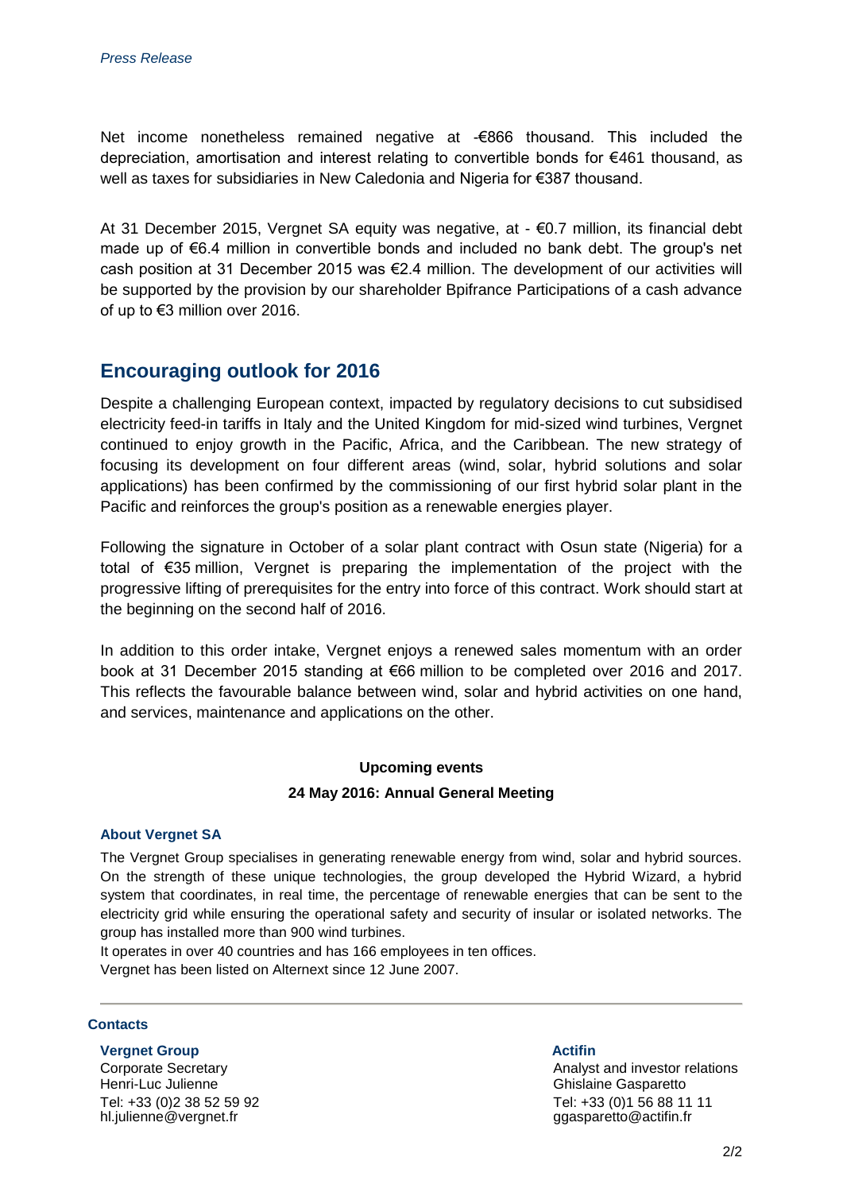Net income nonetheless remained negative at -€866 thousand. This included the depreciation, amortisation and interest relating to convertible bonds for €461 thousand, as well as taxes for subsidiaries in New Caledonia and Nigeria for €387 thousand.

At 31 December 2015, Vergnet SA equity was negative, at - €0.7 million, its financial debt made up of €6.4 million in convertible bonds and included no bank debt. The group's net cash position at 31 December 2015 was €2.4 million. The development of our activities will be supported by the provision by our shareholder Bpifrance Participations of a cash advance of up to €3 million over 2016.

## Encouraging outlook for 2016

Despite a challenging European context, impacted by regulatory decisions to cut subsidised electricity feed-in tariffs in Italy and the United Kingdom for mid-sized wind turbines, Vergnet continued to enjoy growth in the Pacific, Africa, and the Caribbean. The new strategy of focusing its development on four different areas (wind, solar, hybrid solutions and solar applications) has been confirmed by the commissioning of our first hybrid solar plant in the Pacific and reinforces the group's position as a renewable energies player.

Following the signature in October of a solar plant contract with Osun state (Nigeria) for a total of €35 million, Vergnet is preparing the implementation of the project with the progressive lifting of prerequisites for the entry into force of this contract. Work should start at the beginning on the second half of 2016.

In addition to this order intake, Vergnet enjoys a renewed sales momentum with an order book at 31 December 2015 standing at €66 million to be completed over 2016 and 2017. This reflects the favourable balance between wind, solar and hybrid activities on one hand, and services, maintenance and applications on the other.

**Upcoming events**

**24 May 2016: Annual General Meeting**

### About Vergnet SA

The Vergnet Group specialises in generating renewable energy from wind, solar and hybrid sources. On the strength of these unique technologies, the group developed the Hybrid Wizard, a hybrid system that coordinates, in real time, the percentage of renewable energies that can be sent to the electricity grid while ensuring the operational safety and security of insular or isolated networks. The group has installed more than 900 wind turbines.

It operates in over 40 countries and has 166 employees in ten offices.

Vergnet has been listed on Alternext since 12 June 2007.

---

### Contacts

**Vergnet Group**
Corporate Secretary
Henri-Luc Julienne
Tel: +33 (0)2 38 52 59 92
hl.julienne@vergnet.fr

**Actifin**
Analyst and investor relations
Ghislaine Gasparetto
Tel: +33 (0)1 56 88 11 11
ggasparetto@actifin.fr